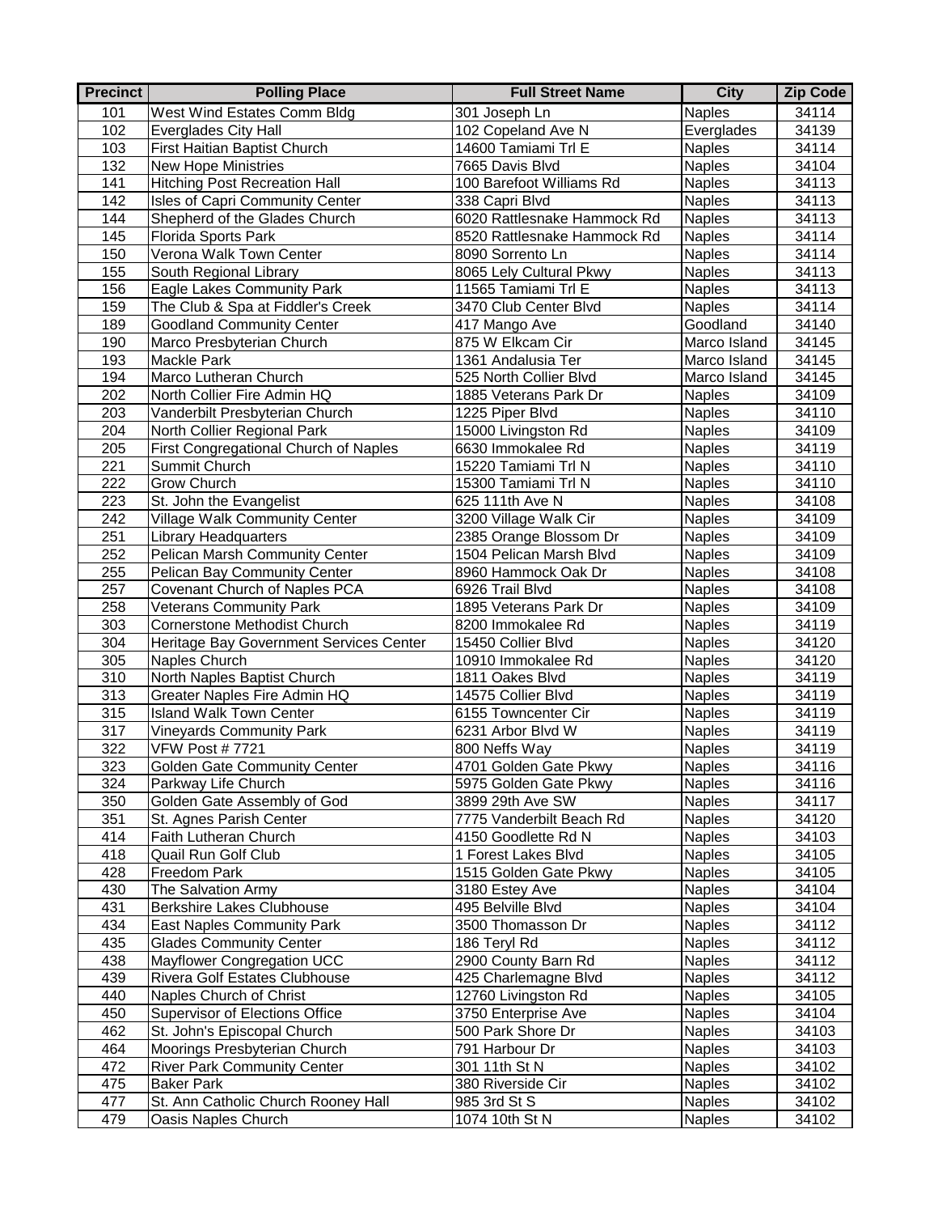| Precinct | Polling Place | Full Street Name | City | Zip Code |
|---|---|---|---|---|
| 101 | West Wind Estates Comm Bldg | 301 Joseph Ln | Naples | 34114 |
| 102 | Everglades City Hall | 102 Copeland Ave N | Everglades | 34139 |
| 103 | First Haitian Baptist Church | 14600 Tamiami Trl E | Naples | 34114 |
| 132 | New Hope Ministries | 7665 Davis Blvd | Naples | 34104 |
| 141 | Hitching Post Recreation Hall | 100 Barefoot Williams Rd | Naples | 34113 |
| 142 | Isles of Capri Community Center | 338 Capri Blvd | Naples | 34113 |
| 144 | Shepherd of the Glades Church | 6020 Rattlesnake Hammock Rd | Naples | 34113 |
| 145 | Florida Sports Park | 8520 Rattlesnake Hammock Rd | Naples | 34114 |
| 150 | Verona Walk Town Center | 8090 Sorrento Ln | Naples | 34114 |
| 155 | South Regional Library | 8065 Lely Cultural Pkwy | Naples | 34113 |
| 156 | Eagle Lakes Community Park | 11565 Tamiami Trl E | Naples | 34113 |
| 159 | The Club & Spa at Fiddler's Creek | 3470 Club Center Blvd | Naples | 34114 |
| 189 | Goodland Community Center | 417 Mango Ave | Goodland | 34140 |
| 190 | Marco Presbyterian Church | 875 W Elkcam Cir | Marco Island | 34145 |
| 193 | Mackle Park | 1361 Andalusia Ter | Marco Island | 34145 |
| 194 | Marco Lutheran Church | 525 North Collier Blvd | Marco Island | 34145 |
| 202 | North Collier Fire Admin HQ | 1885 Veterans Park Dr | Naples | 34109 |
| 203 | Vanderbilt Presbyterian Church | 1225 Piper Blvd | Naples | 34110 |
| 204 | North Collier Regional Park | 15000 Livingston Rd | Naples | 34109 |
| 205 | First Congregational Church of Naples | 6630 Immokalee Rd | Naples | 34119 |
| 221 | Summit Church | 15220 Tamiami Trl N | Naples | 34110 |
| 222 | Grow Church | 15300 Tamiami Trl N | Naples | 34110 |
| 223 | St. John the Evangelist | 625 111th Ave N | Naples | 34108 |
| 242 | Village Walk Community Center | 3200 Village Walk Cir | Naples | 34109 |
| 251 | Library Headquarters | 2385 Orange Blossom Dr | Naples | 34109 |
| 252 | Pelican Marsh Community Center | 1504 Pelican Marsh Blvd | Naples | 34109 |
| 255 | Pelican Bay Community Center | 8960 Hammock Oak Dr | Naples | 34108 |
| 257 | Covenant Church of Naples PCA | 6926 Trail Blvd | Naples | 34108 |
| 258 | Veterans Community Park | 1895 Veterans Park Dr | Naples | 34109 |
| 303 | Cornerstone Methodist Church | 8200 Immokalee Rd | Naples | 34119 |
| 304 | Heritage Bay Government Services Center | 15450 Collier Blvd | Naples | 34120 |
| 305 | Naples Church | 10910 Immokalee Rd | Naples | 34120 |
| 310 | North Naples Baptist Church | 1811 Oakes Blvd | Naples | 34119 |
| 313 | Greater Naples Fire Admin HQ | 14575 Collier Blvd | Naples | 34119 |
| 315 | Island Walk Town Center | 6155 Towncenter Cir | Naples | 34119 |
| 317 | Vineyards Community Park | 6231 Arbor Blvd W | Naples | 34119 |
| 322 | VFW Post # 7721 | 800 Neffs Way | Naples | 34119 |
| 323 | Golden Gate Community Center | 4701 Golden Gate Pkwy | Naples | 34116 |
| 324 | Parkway Life Church | 5975 Golden Gate Pkwy | Naples | 34116 |
| 350 | Golden Gate Assembly of God | 3899 29th Ave SW | Naples | 34117 |
| 351 | St. Agnes Parish Center | 7775 Vanderbilt Beach Rd | Naples | 34120 |
| 414 | Faith Lutheran Church | 4150 Goodlette Rd N | Naples | 34103 |
| 418 | Quail Run Golf Club | 1 Forest Lakes Blvd | Naples | 34105 |
| 428 | Freedom Park | 1515 Golden Gate Pkwy | Naples | 34105 |
| 430 | The Salvation Army | 3180 Estey Ave | Naples | 34104 |
| 431 | Berkshire Lakes Clubhouse | 495 Belville Blvd | Naples | 34104 |
| 434 | East Naples Community Park | 3500 Thomasson Dr | Naples | 34112 |
| 435 | Glades Community Center | 186 Teryl Rd | Naples | 34112 |
| 438 | Mayflower Congregation UCC | 2900 County Barn Rd | Naples | 34112 |
| 439 | Rivera Golf Estates Clubhouse | 425 Charlemagne Blvd | Naples | 34112 |
| 440 | Naples Church of Christ | 12760 Livingston Rd | Naples | 34105 |
| 450 | Supervisor of Elections Office | 3750 Enterprise Ave | Naples | 34104 |
| 462 | St. John's Episcopal Church | 500 Park Shore Dr | Naples | 34103 |
| 464 | Moorings Presbyterian Church | 791 Harbour Dr | Naples | 34103 |
| 472 | River Park Community Center | 301 11th St N | Naples | 34102 |
| 475 | Baker Park | 380 Riverside Cir | Naples | 34102 |
| 477 | St. Ann Catholic Church Rooney Hall | 985 3rd St S | Naples | 34102 |
| 479 | Oasis Naples Church | 1074 10th St N | Naples | 34102 |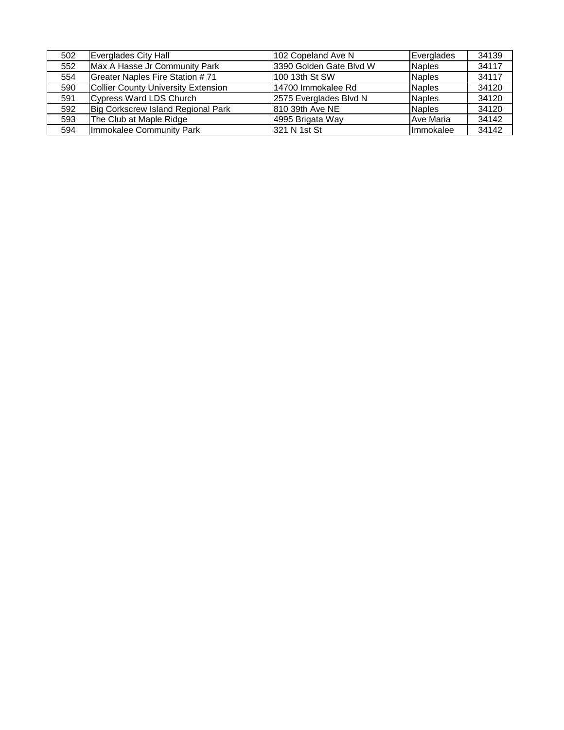| | | | | |
|---|---|---|---|---|
| 502 | Everglades City Hall | 102 Copeland Ave N | Everglades | 34139 |
| 552 | Max A Hasse Jr Community Park | 3390 Golden Gate Blvd W | Naples | 34117 |
| 554 | Greater Naples Fire Station # 71 | 100 13th St SW | Naples | 34117 |
| 590 | Collier County University Extension | 14700 Immokalee Rd | Naples | 34120 |
| 591 | Cypress Ward LDS Church | 2575 Everglades Blvd N | Naples | 34120 |
| 592 | Big Corkscrew Island Regional Park | 810 39th Ave NE | Naples | 34120 |
| 593 | The Club at Maple Ridge | 4995 Brigata Way | Ave Maria | 34142 |
| 594 | Immokalee Community Park | 321 N 1st St | Immokalee | 34142 |